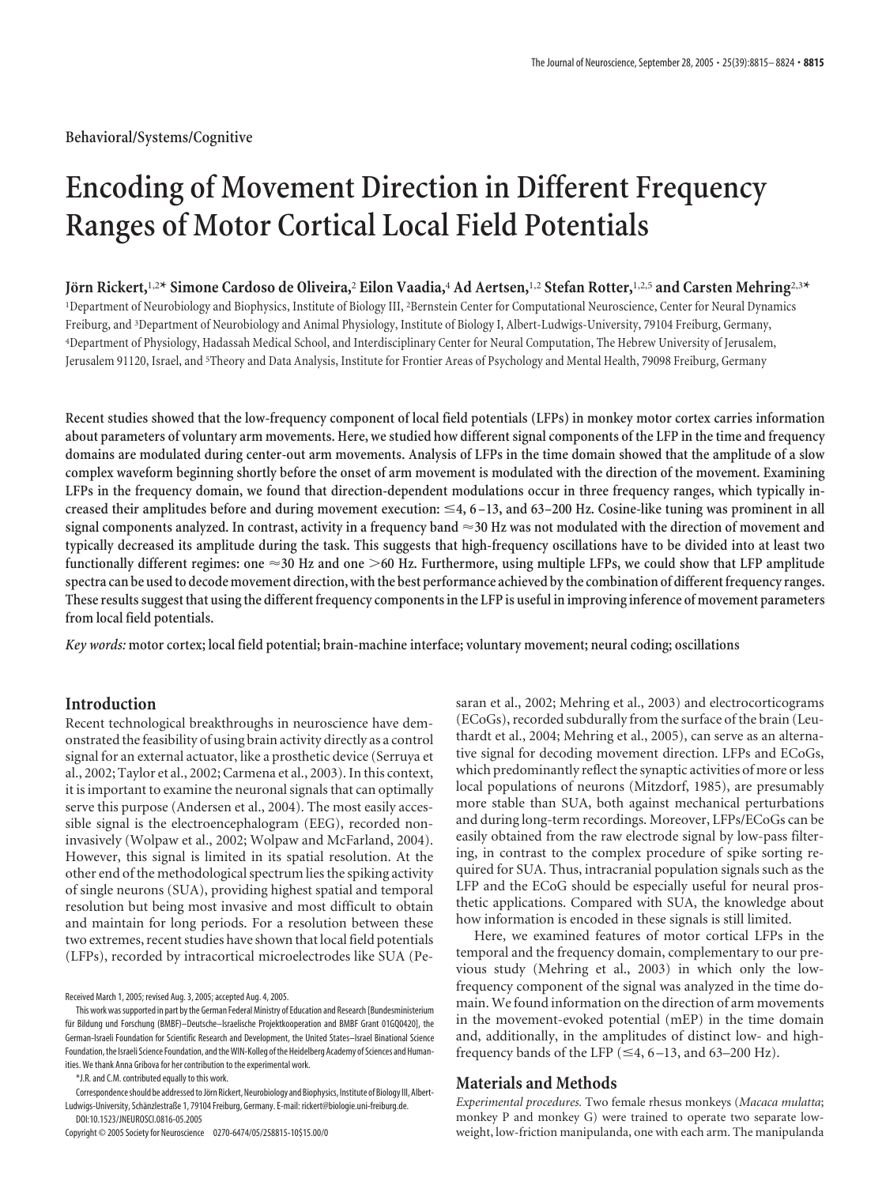Behavioral/Systems/Cognitive

# Encoding of Movement Direction in Different Frequency Ranges of Motor Cortical Local Field Potentials

**Jörn Rickert,[1,2*] Simone Cardoso de Oliveira,[2] Eilon Vaadia,[4] Ad Aertsen,[1,2] Stefan Rotter,[1,2,5] and Carsten Mehring[2,3*]**

[1]Department of Neurobiology and Biophysics, Institute of Biology III, [2]Bernstein Center for Computational Neuroscience, Center for Neural Dynamics Freiburg, and [3]Department of Neurobiology and Animal Physiology, Institute of Biology I, Albert-Ludwigs-University, 79104 Freiburg, Germany, [4]Department of Physiology, Hadassah Medical School, and Interdisciplinary Center for Neural Computation, The Hebrew University of Jerusalem, Jerusalem 91120, Israel, and [5]Theory and Data Analysis, Institute for Frontier Areas of Psychology and Mental Health, 79098 Freiburg, Germany

**Recent studies showed that the low-frequency component of local field potentials (LFPs) in monkey motor cortex carries information about parameters of voluntary arm movements. Here, we studied how different signal components of the LFP in the time and frequency domains are modulated during center-out arm movements. Analysis of LFPs in the time domain showed that the amplitude of a slow complex waveform beginning shortly before the onset of arm movement is modulated with the direction of the movement. Examining LFPs in the frequency domain, we found that direction-dependent modulations occur in three frequency ranges, which typically increased their amplitudes before and during movement execution: ≤4, 6–13, and 63–200 Hz. Cosine-like tuning was prominent in all signal components analyzed. In contrast, activity in a frequency band ≈30 Hz was not modulated with the direction of movement and typically decreased its amplitude during the task. This suggests that high-frequency oscillations have to be divided into at least two functionally different regimes: one ≈30 Hz and one >60 Hz. Furthermore, using multiple LFPs, we could show that LFP amplitude spectra can be used to decode movement direction, with the best performance achieved by the combination of different frequency ranges. These results suggest that using the different frequency components in the LFP is useful in improving inference of movement parameters from local field potentials.**

*Key words:* **motor cortex; local field potential; brain-machine interface; voluntary movement; neural coding; oscillations**

## Introduction

Recent technological breakthroughs in neuroscience have demonstrated the feasibility of using brain activity directly as a control signal for an external actuator, like a prosthetic device (Serruya et al., 2002; Taylor et al., 2002; Carmena et al., 2003). In this context, it is important to examine the neuronal signals that can optimally serve this purpose (Andersen et al., 2004). The most easily accessible signal is the electroencephalogram (EEG), recorded noninvasively (Wolpaw et al., 2002; Wolpaw and McFarland, 2004). However, this signal is limited in its spatial resolution. At the other end of the methodological spectrum lies the spiking activity of single neurons (SUA), providing highest spatial and temporal resolution but being most invasive and most difficult to obtain and maintain for long periods. For a resolution between these two extremes, recent studies have shown that local field potentials (LFPs), recorded by intracortical microelectrodes like SUA (Pesaran et al., 2002; Mehring et al., 2003) and electrocorticograms (ECoGs), recorded subdurally from the surface of the brain (Leuthardt et al., 2004; Mehring et al., 2005), can serve as an alternative signal for decoding movement direction. LFPs and ECoGs, which predominantly reflect the synaptic activities of more or less local populations of neurons (Mitzdorf, 1985), are presumably more stable than SUA, both against mechanical perturbations and during long-term recordings. Moreover, LFPs/ECoGs can be easily obtained from the raw electrode signal by low-pass filtering, in contrast to the complex procedure of spike sorting required for SUA. Thus, intracranial population signals such as the LFP and the ECoG should be especially useful for neural prosthetic applications. Compared with SUA, the knowledge about how information is encoded in these signals is still limited.

Here, we examined features of motor cortical LFPs in the temporal and the frequency domain, complementary to our previous study (Mehring et al., 2003) in which only the low-frequency component of the signal was analyzed in the time domain. We found information on the direction of arm movements in the movement-evoked potential (mEP) in the time domain and, additionally, in the amplitudes of distinct low- and high-frequency bands of the LFP (≤4, 6–13, and 63–200 Hz).

## Materials and Methods

*Experimental procedures.* Two female rhesus monkeys (*Macaca mulatta*; monkey P and monkey G) were trained to operate two separate low-weight, low-friction manipulanda, one with each arm. The manipulanda

Received March 1, 2005; revised Aug. 3, 2005; accepted Aug. 4, 2005.

This work was supported in part by the German Federal Ministry of Education and Research [Bundesministerium für Bildung und Forschung (BMBF)–Deutsche–Israelische Projektkooperation and BMBF Grant 01GQ0420], the German-Israeli Foundation for Scientific Research and Development, the United States–Israel Binational Science Foundation, the Israeli Science Foundation, and the WIN-Kolleg of the Heidelberg Academy of Sciences and Humanities. We thank Anna Gribova for her contribution to the experimental work.

*J.R. and C.M. contributed equally to this work.

Correspondence should be addressed to Jörn Rickert, Neurobiology and Biophysics, Institute of Biology III, Albert-Ludwigs-University, Schänzlestraße 1, 79104 Freiburg, Germany. E-mail: rickert@biologie.uni-freiburg.de.

DOI:10.1523/JNEUROSCI.0816-05.2005

Copyright © 2005 Society for Neuroscience 0270-6474/05/258815-10$15.00/0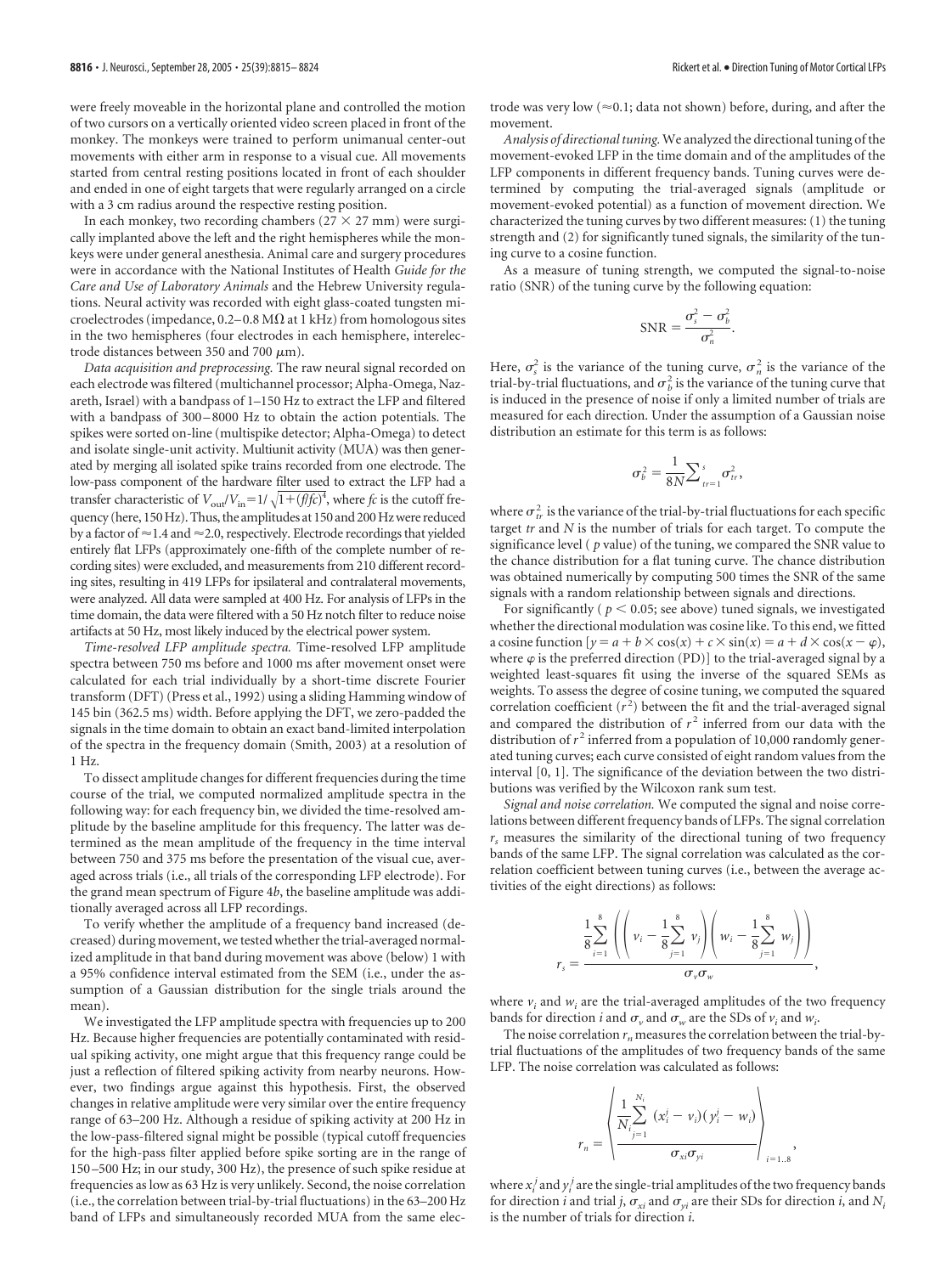were freely moveable in the horizontal plane and controlled the motion of two cursors on a vertically oriented video screen placed in front of the monkey. The monkeys were trained to perform unimanual center-out movements with either arm in response to a visual cue. All movements started from central resting positions located in front of each shoulder and ended in one of eight targets that were regularly arranged on a circle with a 3 cm radius around the respective resting position.

In each monkey, two recording chambers (27 × 27 mm) were surgically implanted above the left and the right hemispheres while the monkeys were under general anesthesia. Animal care and surgery procedures were in accordance with the National Institutes of Health *Guide for the Care and Use of Laboratory Animals* and the Hebrew University regulations. Neural activity was recorded with eight glass-coated tungsten microelectrodes (impedance, 0.2–0.8 MΩ at 1 kHz) from homologous sites in the two hemispheres (four electrodes in each hemisphere, interelectrode distances between 350 and 700 μm).

*Data acquisition and preprocessing.* The raw neural signal recorded on each electrode was filtered (multichannel processor; Alpha-Omega, Nazareth, Israel) with a bandpass of 1–150 Hz to extract the LFP and filtered with a bandpass of 300–8000 Hz to obtain the action potentials. The spikes were sorted on-line (multispike detector; Alpha-Omega) to detect and isolate single-unit activity. Multiunit activity (MUA) was then generated by merging all isolated spike trains recorded from one electrode. The low-pass component of the hardware filter used to extract the LFP had a transfer characteristic of $V_{out}/V_{in} = 1/\sqrt{1+(f/fc)^4}$, where *fc* is the cutoff frequency (here, 150 Hz). Thus, the amplitudes at 150 and 200 Hz were reduced by a factor of ≈1.4 and ≈2.0, respectively. Electrode recordings that yielded entirely flat LFPs (approximately one-fifth of the complete number of recording sites) were excluded, and measurements from 210 different recording sites, resulting in 419 LFPs for ipsilateral and contralateral movements, were analyzed. All data were sampled at 400 Hz. For analysis of LFPs in the time domain, the data were filtered with a 50 Hz notch filter to reduce noise artifacts at 50 Hz, most likely induced by the electrical power system.

*Time-resolved LFP amplitude spectra.* Time-resolved LFP amplitude spectra between 750 ms before and 1000 ms after movement onset were calculated for each trial individually by a short-time discrete Fourier transform (DFT) (Press et al., 1992) using a sliding Hamming window of 145 bin (362.5 ms) width. Before applying the DFT, we zero-padded the signals in the time domain to obtain an exact band-limited interpolation of the spectra in the frequency domain (Smith, 2003) at a resolution of 1 Hz.

To dissect amplitude changes for different frequencies during the time course of the trial, we computed normalized amplitude spectra in the following way: for each frequency bin, we divided the time-resolved amplitude by the baseline amplitude for this frequency. The latter was determined as the mean amplitude of the frequency in the time interval between 750 and 375 ms before the presentation of the visual cue, averaged across trials (i.e., all trials of the corresponding LFP electrode). For the grand mean spectrum of Figure 4*b*, the baseline amplitude was additionally averaged across all LFP recordings.

To verify whether the amplitude of a frequency band increased (decreased) during movement, we tested whether the trial-averaged normalized amplitude in that band during movement was above (below) 1 with a 95% confidence interval estimated from the SEM (i.e., under the assumption of a Gaussian distribution for the single trials around the mean).

We investigated the LFP amplitude spectra with frequencies up to 200 Hz. Because higher frequencies are potentially contaminated with residual spiking activity, one might argue that this frequency range could be just a reflection of filtered spiking activity from nearby neurons. However, two findings argue against this hypothesis. First, the observed changes in relative amplitude were very similar over the entire frequency range of 63–200 Hz. Although a residue of spiking activity at 200 Hz in the low-pass-filtered signal might be possible (typical cutoff frequencies for the high-pass filter applied before spike sorting are in the range of 150–500 Hz; in our study, 300 Hz), the presence of such spike residue at frequencies as low as 63 Hz is very unlikely. Second, the noise correlation (i.e., the correlation between trial-by-trial fluctuations) in the 63–200 Hz band of LFPs and simultaneously recorded MUA from the same electrode was very low (≈0.1; data not shown) before, during, and after the movement.

*Analysis of directional tuning.* We analyzed the directional tuning of the movement-evoked LFP in the time domain and of the amplitudes of the LFP components in different frequency bands. Tuning curves were determined by computing the trial-averaged signals (amplitude or movement-evoked potential) as a function of movement direction. We characterized the tuning curves by two different measures: (1) the tuning strength and (2) for significantly tuned signals, the similarity of the tuning curve to a cosine function.

As a measure of tuning strength, we computed the signal-to-noise ratio (SNR) of the tuning curve by the following equation:

$$\mathrm{SNR} = \frac{\sigma_s^2 - \sigma_b^2}{\sigma_n^2}.$$

Here, $\sigma_s^2$ is the variance of the tuning curve, $\sigma_n^2$ is the variance of the trial-by-trial fluctuations, and $\sigma_b^2$ is the variance of the tuning curve that is induced in the presence of noise if only a limited number of trials are measured for each direction. Under the assumption of a Gaussian noise distribution an estimate for this term is as follows:

$$\sigma_b^2 = \frac{1}{8N}\sum_{tr=1}^{s} \sigma_{tr}^2,$$

where $\sigma_{tr}^2$ is the variance of the trial-by-trial fluctuations for each specific target *tr* and *N* is the number of trials for each target. To compute the significance level ( *p* value) of the tuning, we compared the SNR value to the chance distribution for a flat tuning curve. The chance distribution was obtained numerically by computing 500 times the SNR of the same signals with a random relationship between signals and directions.

For significantly ( $p < 0.05$; see above) tuned signals, we investigated whether the directional modulation was cosine like. To this end, we fitted a cosine function [$y = a + b \times \cos(x) + c \times \sin(x) = a + d \times \cos(x - \varphi)$, where $\varphi$ is the preferred direction (PD)] to the trial-averaged signal by a weighted least-squares fit using the inverse of the squared SEMs as weights. To assess the degree of cosine tuning, we computed the squared correlation coefficient ($r^2$) between the fit and the trial-averaged signal and compared the distribution of $r^2$ inferred from our data with the distribution of $r^2$ inferred from a population of 10,000 randomly generated tuning curves; each curve consisted of eight random values from the interval [0, 1]. The significance of the deviation between the two distributions was verified by the Wilcoxon rank sum test.

*Signal and noise correlation.* We computed the signal and noise correlations between different frequency bands of LFPs. The signal correlation $r_s$ measures the similarity of the directional tuning of two frequency bands of the same LFP. The signal correlation was calculated as the correlation coefficient between tuning curves (i.e., between the average activities of the eight directions) as follows:

$$r_s = \frac{\frac{1}{8}\sum_{i=1}^{8}\left(\left(v_i - \frac{1}{8}\sum_{j=1}^{8} v_j\right)\left(w_i - \frac{1}{8}\sum_{j=1}^{8} w_j\right)\right)}{\sigma_v \sigma_w},$$

where $v_i$ and $w_i$ are the trial-averaged amplitudes of the two frequency bands for direction *i* and $\sigma_v$ and $\sigma_w$ are the SDs of $v_i$ and $w_i$.

The noise correlation $r_n$ measures the correlation between the trial-by-trial fluctuations of the amplitudes of two frequency bands of the same LFP. The noise correlation was calculated as follows:

$$r_n = \left\langle \frac{\frac{1}{N_i}\sum_{j=1}^{N_i} (x_i^j - v_i)(y_i^j - w_i)}{\sigma_{xi}\sigma_{yi}} \right\rangle_{i=1..8},$$

where $x_i^j$ and $y_i^j$ are the single-trial amplitudes of the two frequency bands for direction *i* and trial *j*, $\sigma_{xi}$ and $\sigma_{yi}$ are their SDs for direction *i*, and $N_i$ is the number of trials for direction *i*.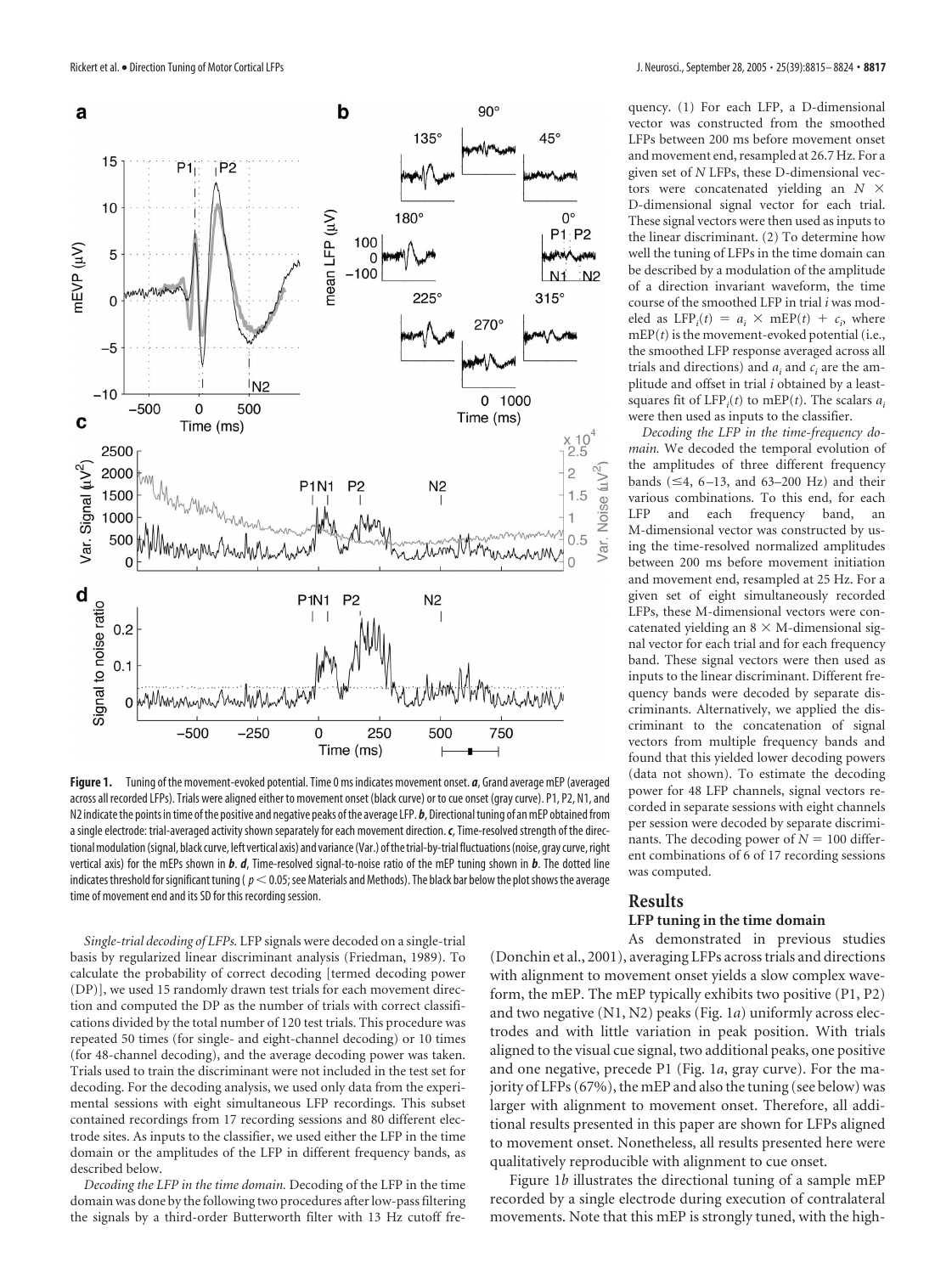**Figure 1.** Tuning of the movement-evoked potential. Time 0 ms indicates movement onset. ***a***, Grand average mEP (averaged across all recorded LFPs). Trials were aligned either to movement onset (black curve) or to cue onset (gray curve). P1, P2, N1, and N2 indicate the points in time of the positive and negative peaks of the average LFP. ***b***, Directional tuning of an mEP obtained from a single electrode: trial-averaged activity shown separately for each movement direction. ***c***, Time-resolved strength of the directional modulation (signal, black curve, left vertical axis) and variance (Var.) of the trial-by-trial fluctuations (noise, gray curve, right vertical axis) for the mEPs shown in ***b***. ***d***, Time-resolved signal-to-noise ratio of the mEP tuning shown in ***b***. The dotted line indicates threshold for significant tuning ($p < 0.05$; see Materials and Methods). The black bar below the plot shows the average time of movement end and its SD for this recording session.

*Single-trial decoding of LFPs.* LFP signals were decoded on a single-trial basis by regularized linear discriminant analysis (Friedman, 1989). To calculate the probability of correct decoding [termed decoding power (DP)], we used 15 randomly drawn test trials for each movement direction and computed the DP as the number of trials with correct classifications divided by the total number of 120 test trials. This procedure was repeated 50 times (for single- and eight-channel decoding) or 10 times (for 48-channel decoding), and the average decoding power was taken. Trials used to train the discriminant were not included in the test set for decoding. For the decoding analysis, we used only data from the experimental sessions with eight simultaneous LFP recordings. This subset contained recordings from 17 recording sessions and 80 different electrode sites. As inputs to the classifier, we used either the LFP in the time domain or the amplitudes of the LFP in different frequency bands, as described below.

*Decoding the LFP in the time domain.* Decoding of the LFP in the time domain was done by the following two procedures after low-pass filtering the signals by a third-order Butterworth filter with 13 Hz cutoff frequency. (1) For each LFP, a D-dimensional vector was constructed from the smoothed LFPs between 200 ms before movement onset and movement end, resampled at 26.7 Hz. For a given set of $N$ LFPs, these D-dimensional vectors were concatenated yielding an $N \times$ D-dimensional signal vector for each trial. These signal vectors were then used as inputs to the linear discriminant. (2) To determine how well the tuning of LFPs in the time domain can be described by a modulation of the amplitude of a direction invariant waveform, the time course of the smoothed LFP in trial $i$ was modeled as $\text{LFP}_i(t) = a_i \times \text{mEP}(t) + c_i$, where $\text{mEP}(t)$ is the movement-evoked potential (i.e., the smoothed LFP response averaged across all trials and directions) and $a_i$ and $c_i$ are the amplitude and offset in trial $i$ obtained by a least-squares fit of $\text{LFP}_i(t)$ to $\text{mEP}(t)$. The scalars $a_i$ were then used as inputs to the classifier.

*Decoding the LFP in the time-frequency domain.* We decoded the temporal evolution of the amplitudes of three different frequency bands (≤4, 6–13, and 63–200 Hz) and their various combinations. To this end, for each LFP and each frequency band, an M-dimensional vector was constructed by using the time-resolved normalized amplitudes between 200 ms before movement initiation and movement end, resampled at 25 Hz. For a given set of eight simultaneously recorded LFPs, these M-dimensional vectors were concatenated yielding an $8 \times$ M-dimensional signal vector for each trial and for each frequency band. These signal vectors were then used as inputs to the linear discriminant. Different frequency bands were decoded by separate discriminants. Alternatively, we applied the discriminant to the concatenation of signal vectors from multiple frequency bands and found that this yielded lower decoding powers (data not shown). To estimate the decoding power for 48 LFP channels, signal vectors recorded in separate sessions with eight channels per session were decoded by separate discriminants. The decoding power of $N = 100$ different combinations of 6 of 17 recording sessions was computed.

## Results

### LFP tuning in the time domain

As demonstrated in previous studies (Donchin et al., 2001), averaging LFPs across trials and directions with alignment to movement onset yields a slow complex waveform, the mEP. The mEP typically exhibits two positive (P1, P2) and two negative (N1, N2) peaks (Fig. 1*a*) uniformly across electrodes and with little variation in peak position. With trials aligned to the visual cue signal, two additional peaks, one positive and one negative, precede P1 (Fig. 1*a*, gray curve). For the majority of LFPs (67%), the mEP and also the tuning (see below) was larger with alignment to movement onset. Therefore, all additional results presented in this paper are shown for LFPs aligned to movement onset. Nonetheless, all results presented here were qualitatively reproducible with alignment to cue onset.

Figure 1*b* illustrates the directional tuning of a sample mEP recorded by a single electrode during execution of contralateral movements. Note that this mEP is strongly tuned, with the high-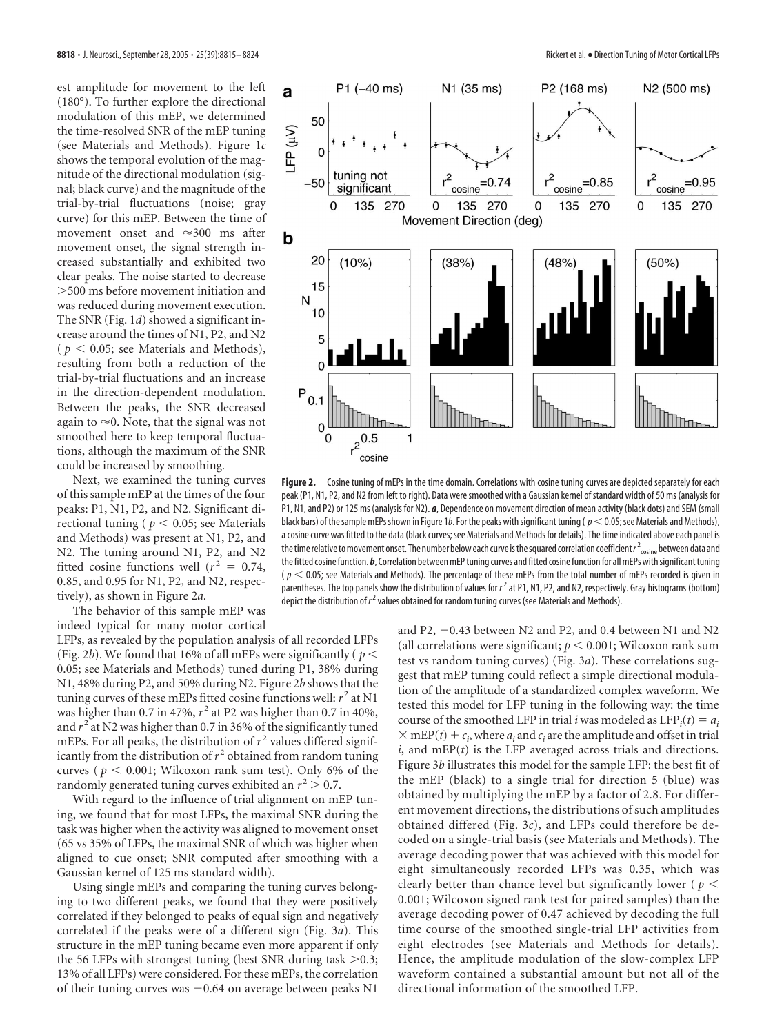est amplitude for movement to the left (180°). To further explore the directional modulation of this mEP, we determined the time-resolved SNR of the mEP tuning (see Materials and Methods). Figure 1*c* shows the temporal evolution of the magnitude of the directional modulation (signal; black curve) and the magnitude of the trial-by-trial fluctuations (noise; gray curve) for this mEP. Between the time of movement onset and ≈300 ms after movement onset, the signal strength increased substantially and exhibited two clear peaks. The noise started to decrease >500 ms before movement initiation and was reduced during movement execution. The SNR (Fig. 1*d*) showed a significant increase around the times of N1, P2, and N2 ($p < 0.05$; see Materials and Methods), resulting from both a reduction of the trial-by-trial fluctuations and an increase in the direction-dependent modulation. Between the peaks, the SNR decreased again to ≈0. Note, that the signal was not smoothed here to keep temporal fluctuations, although the maximum of the SNR could be increased by smoothing.

Next, we examined the tuning curves of this sample mEP at the times of the four peaks: P1, N1, P2, and N2. Significant directional tuning ($p < 0.05$; see Materials and Methods) was present at N1, P2, and N2. The tuning around N1, P2, and N2 fitted cosine functions well ($r^2 = 0.74$, 0.85, and 0.95 for N1, P2, and N2, respectively), as shown in Figure 2*a*.

The behavior of this sample mEP was indeed typical for many motor cortical LFPs, as revealed by the population analysis of all recorded LFPs (Fig. 2*b*). We found that 16% of all mEPs were significantly ($p < 0.05$; see Materials and Methods) tuned during P1, 38% during N1, 48% during P2, and 50% during N2. Figure 2*b* shows that the tuning curves of these mEPs fitted cosine functions well: $r^2$ at N1 was higher than 0.7 in 47%, $r^2$ at P2 was higher than 0.7 in 40%, and $r^2$ at N2 was higher than 0.7 in 36% of the significantly tuned mEPs. For all peaks, the distribution of $r^2$ values differed significantly from the distribution of $r^2$ obtained from random tuning curves ($p < 0.001$; Wilcoxon rank sum test). Only 6% of the randomly generated tuning curves exhibited an $r^2 > 0.7$.

With regard to the influence of trial alignment on mEP tuning, we found that for most LFPs, the maximal SNR during the task was higher when the activity was aligned to movement onset (65 vs 35% of LFPs, the maximal SNR of which was higher when aligned to cue onset; SNR computed after smoothing with a Gaussian kernel of 125 ms standard width).

Using single mEPs and comparing the tuning curves belonging to two different peaks, we found that they were positively correlated if they belonged to peaks of equal sign and negatively correlated if the peaks were of a different sign (Fig. 3*a*). This structure in the mEP tuning became even more apparent if only the 56 LFPs with strongest tuning (best SNR during task >0.3; 13% of all LFPs) were considered. For these mEPs, the correlation of their tuning curves was −0.64 on average between peaks N1 and P2, −0.43 between N2 and P2, and 0.4 between N1 and N2 (all correlations were significant; $p < 0.001$; Wilcoxon rank sum test vs random tuning curves) (Fig. 3*a*). These correlations suggest that mEP tuning could reflect a simple directional modulation of the amplitude of a standardized complex waveform. We tested this model for LFP tuning in the following way: the time course of the smoothed LFP in trial $i$ was modeled as $\mathrm{LFP}_i(t) = a_i \times \mathrm{mEP}(t) + c_i$, where $a_i$ and $c_i$ are the amplitude and offset in trial $i$, and $\mathrm{mEP}(t)$ is the LFP averaged across trials and directions. Figure 3*b* illustrates this model for the sample LFP: the best fit of the mEP (black) to a single trial for direction 5 (blue) was obtained by multiplying the mEP by a factor of 2.8. For different movement directions, the distributions of such amplitudes obtained differed (Fig. 3*c*), and LFPs could therefore be decoded on a single-trial basis (see Materials and Methods). The average decoding power that was achieved with this model for eight simultaneously recorded LFPs was 0.35, which was clearly better than chance level but significantly lower ($p < 0.001$; Wilcoxon signed rank test for paired samples) than the average decoding power of 0.47 achieved by decoding the full time course of the smoothed single-trial LFP activities from eight electrodes (see Materials and Methods for details). Hence, the amplitude modulation of the slow-complex LFP waveform contained a substantial amount but not all of the directional information of the smoothed LFP.

**Figure 2.** Cosine tuning of mEPs in the time domain. Correlations with cosine tuning curves are depicted separately for each peak (P1, N1, P2, and N2 from left to right). Data were smoothed with a Gaussian kernel of standard width of 50 ms (analysis for P1, N1, and P2) or 125 ms (analysis for N2). ***a***, Dependence on movement direction of mean activity (black dots) and SEM (small black bars) of the sample mEPs shown in Figure 1*b*. For the peaks with significant tuning ($p < 0.05$; see Materials and Methods), a cosine curve was fitted to the data (black curves; see Materials and Methods for details). The time indicated above each panel is the time relative to movement onset. The number below each curve is the squared correlation coefficient $r^2_{\mathrm{cosine}}$ between data and the fitted cosine function. ***b***, Correlation between mEP tuning curves and fitted cosine function for all mEPs with significant tuning ($p < 0.05$; see Materials and Methods). The percentage of these mEPs from the total number of mEPs recorded is given in parentheses. The top panels show the distribution of values for $r^2$ at P1, N1, P2, and N2, respectively. Gray histograms (bottom) depict the distribution of $r^2$ values obtained for random tuning curves (see Materials and Methods).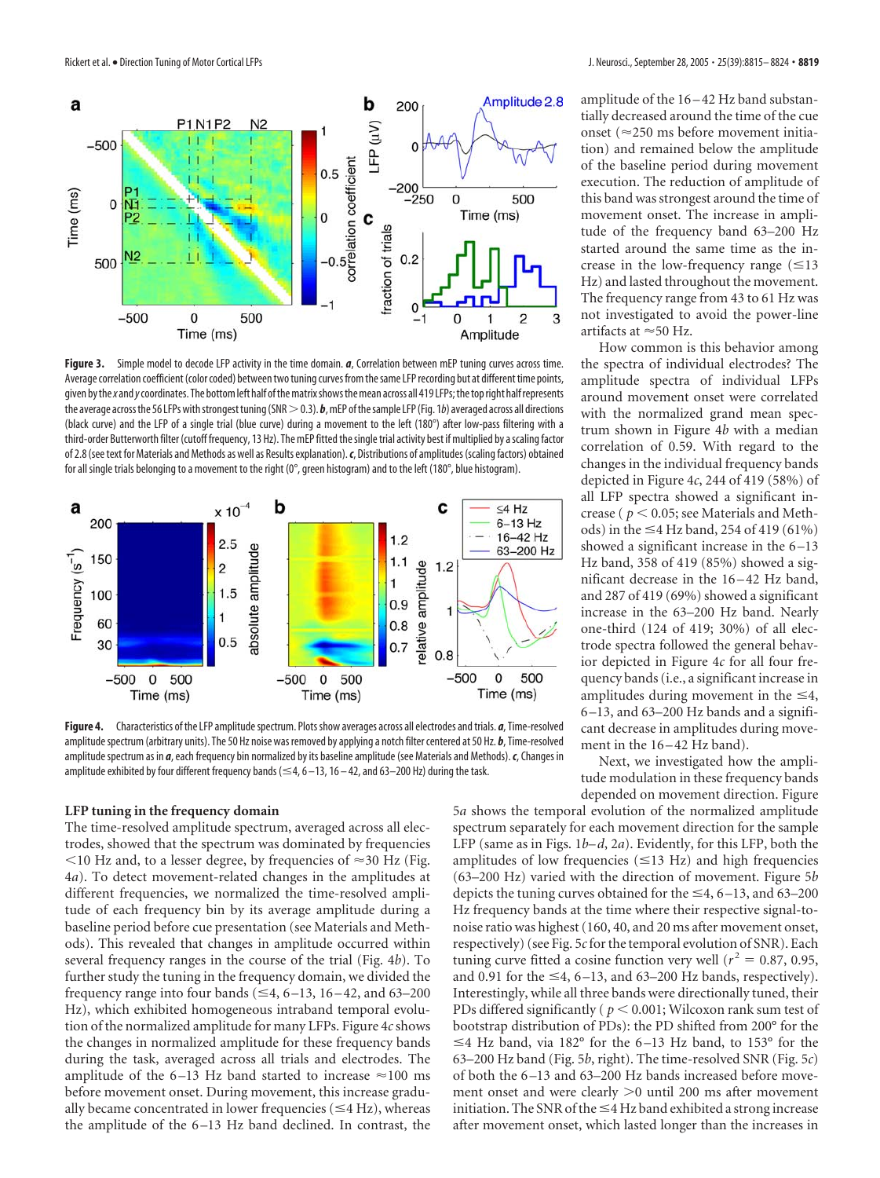**Figure 3.** Simple model to decode LFP activity in the time domain. ***a***, Correlation between mEP tuning curves across time. Average correlation coefficient (color coded) between two tuning curves from the same LFP recording but at different time points, given by the *x* and *y* coordinates. The bottom left half of the matrix shows the mean across all 419 LFPs; the top right half represents the average across the 56 LFPs with strongest tuning (SNR > 0.3). ***b***, mEP of the sample LFP (Fig. 1*b*) averaged across all directions (black curve) and the LFP of a single trial (blue curve) during a movement to the left (180°) after low-pass filtering with a third-order Butterworth filter (cutoff frequency, 13 Hz). The mEP fitted the single trial activity best if multiplied by a scaling factor of 2.8 (see text for Materials and Methods as well as Results explanation). ***c***, Distributions of amplitudes (scaling factors) obtained for all single trials belonging to a movement to the right (0°, green histogram) and to the left (180°, blue histogram).

**Figure 4.** Characteristics of the LFP amplitude spectrum. Plots show averages across all electrodes and trials. ***a***, Time-resolved amplitude spectrum (arbitrary units). The 50 Hz noise was removed by applying a notch filter centered at 50 Hz. ***b***, Time-resolved amplitude spectrum as in ***a***, each frequency bin normalized by its baseline amplitude (see Materials and Methods). ***c***, Changes in amplitude exhibited by four different frequency bands (≤4, 6–13, 16–42, and 63–200 Hz) during the task.

### LFP tuning in the frequency domain

The time-resolved amplitude spectrum, averaged across all electrodes, showed that the spectrum was dominated by frequencies <10 Hz and, to a lesser degree, by frequencies of ≈30 Hz (Fig. 4*a*). To detect movement-related changes in the amplitudes at different frequencies, we normalized the time-resolved amplitude of each frequency bin by its average amplitude during a baseline period before cue presentation (see Materials and Methods). This revealed that changes in amplitude occurred within several frequency ranges in the course of the trial (Fig. 4*b*). To further study the tuning in the frequency domain, we divided the frequency range into four bands (≤4, 6–13, 16–42, and 63–200 Hz), which exhibited homogeneous intraband temporal evolution of the normalized amplitude for many LFPs. Figure 4*c* shows the changes in normalized amplitude for these frequency bands during the task, averaged across all trials and electrodes. The amplitude of the 6–13 Hz band started to increase ≈100 ms before movement onset. During movement, this increase gradually became concentrated in lower frequencies (≤4 Hz), whereas the amplitude of the 6–13 Hz band declined. In contrast, the amplitude of the 16–42 Hz band substantially decreased around the time of the cue onset (≈250 ms before movement initiation) and remained below the amplitude of the baseline period during movement execution. The reduction of amplitude of this band was strongest around the time of movement onset. The increase in amplitude of the frequency band 63–200 Hz started around the same time as the increase in the low-frequency range (≤13 Hz) and lasted throughout the movement. The frequency range from 43 to 61 Hz was not investigated to avoid the power-line artifacts at ≈50 Hz.

How common is this behavior among the spectra of individual electrodes? The amplitude spectra of individual LFPs around movement onset were correlated with the normalized grand mean spectrum shown in Figure 4*b* with a median correlation of 0.59. With regard to the changes in the individual frequency bands depicted in Figure 4*c*, 244 of 419 (58%) of all LFP spectra showed a significant increase ($p < 0.05$; see Materials and Methods) in the ≤4 Hz band, 254 of 419 (61%) showed a significant increase in the 6–13 Hz band, 358 of 419 (85%) showed a significant decrease in the 16–42 Hz band, and 287 of 419 (69%) showed a significant increase in the 63–200 Hz band. Nearly one-third (124 of 419; 30%) of all electrode spectra followed the general behavior depicted in Figure 4*c* for all four frequency bands (i.e., a significant increase in amplitudes during movement in the ≤4, 6–13, and 63–200 Hz bands and a significant decrease in amplitudes during movement in the 16–42 Hz band).

Next, we investigated how the amplitude modulation in these frequency bands depended on movement direction. Figure 5*a* shows the temporal evolution of the normalized amplitude spectrum separately for each movement direction for the sample LFP (same as in Figs. 1*b–d*, 2*a*). Evidently, for this LFP, both the amplitudes of low frequencies (≤13 Hz) and high frequencies (63–200 Hz) varied with the direction of movement. Figure 5*b* depicts the tuning curves obtained for the ≤4, 6–13, and 63–200 Hz frequency bands at the time where their respective signal-to-noise ratio was highest (160, 40, and 20 ms after movement onset, respectively) (see Fig. 5*c* for the temporal evolution of SNR). Each tuning curve fitted a cosine function very well ($r^2$ = 0.87, 0.95, and 0.91 for the ≤4, 6–13, and 63–200 Hz bands, respectively). Interestingly, while all three bands were directionally tuned, their PDs differed significantly ($p < 0.001$; Wilcoxon rank sum test of bootstrap distribution of PDs): the PD shifted from 200° for the ≤4 Hz band, via 182° for the 6–13 Hz band, to 153° for the 63–200 Hz band (Fig. 5*b*, right). The time-resolved SNR (Fig. 5*c*) of both the 6–13 and 63–200 Hz bands increased before movement onset and were clearly >0 until 200 ms after movement initiation. The SNR of the ≤4 Hz band exhibited a strong increase after movement onset, which lasted longer than the increases in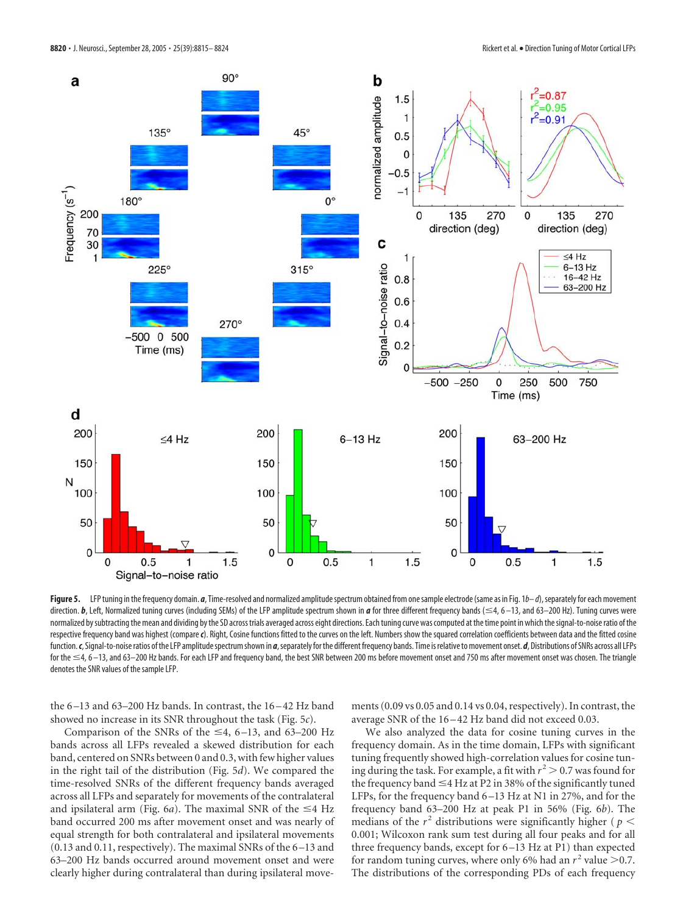**Figure 5.** LFP tuning in the frequency domain. ***a***, Time-resolved and normalized amplitude spectrum obtained from one sample electrode (same as in Fig. 1*b*–*d*), separately for each movement direction. ***b***, Left, Normalized tuning curves (including SEMs) of the LFP amplitude spectrum shown in ***a*** for three different frequency bands (≤4, 6–13, and 63–200 Hz). Tuning curves were normalized by subtracting the mean and dividing by the SD across trials averaged across eight directions. Each tuning curve was computed at the time point in which the signal-to-noise ratio of the respective frequency band was highest (compare ***c***). Right, Cosine functions fitted to the curves on the left. Numbers show the squared correlation coefficients between data and the fitted cosine function. ***c***, Signal-to-noise ratios of the LFP amplitude spectrum shown in ***a***, separately for the different frequency bands. Time is relative to movement onset. ***d***, Distributions of SNRs across all LFPs for the ≤4, 6–13, and 63–200 Hz bands. For each LFP and frequency band, the best SNR between 200 ms before movement onset and 750 ms after movement onset was chosen. The triangle denotes the SNR values of the sample LFP.

the 6–13 and 63–200 Hz bands. In contrast, the 16–42 Hz band showed no increase in its SNR throughout the task (Fig. 5*c*).

Comparison of the SNRs of the ≤4, 6–13, and 63–200 Hz bands across all LFPs revealed a skewed distribution for each band, centered on SNRs between 0 and 0.3, with few higher values in the right tail of the distribution (Fig. 5*d*). We compared the time-resolved SNRs of the different frequency bands averaged across all LFPs and separately for movements of the contralateral and ipsilateral arm (Fig. 6*a*). The maximal SNR of the ≤4 Hz band occurred 200 ms after movement onset and was nearly of equal strength for both contralateral and ipsilateral movements (0.13 and 0.11, respectively). The maximal SNRs of the 6–13 and 63–200 Hz bands occurred around movement onset and were clearly higher during contralateral than during ipsilateral movements (0.09 vs 0.05 and 0.14 vs 0.04, respectively). In contrast, the average SNR of the 16–42 Hz band did not exceed 0.03.

We also analyzed the data for cosine tuning curves in the frequency domain. As in the time domain, LFPs with significant tuning frequently showed high-correlation values for cosine tuning during the task. For example, a fit with $r^2 > 0.7$ was found for the frequency band ≤4 Hz at P2 in 38% of the significantly tuned LFPs, for the frequency band 6–13 Hz at N1 in 27%, and for the frequency band 63–200 Hz at peak P1 in 56% (Fig. 6*b*). The medians of the $r^2$ distributions were significantly higher ($p < 0.001$; Wilcoxon rank sum test during all four peaks and for all three frequency bands, except for 6–13 Hz at P1) than expected for random tuning curves, where only 6% had an $r^2$ value >0.7. The distributions of the corresponding PDs of each frequency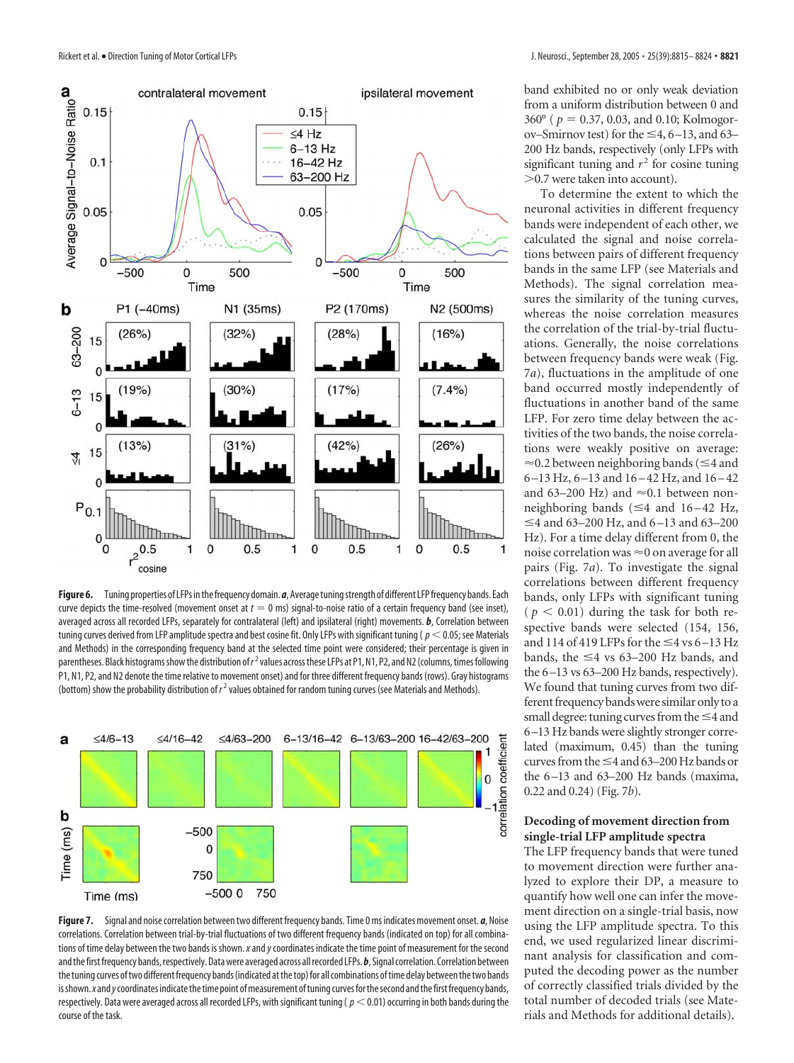**Figure 6.** Tuning properties of LFPs in the frequency domain. ***a***, Average tuning strength of different LFP frequency bands. Each curve depicts the time-resolved (movement onset at $t = 0$ ms) signal-to-noise ratio of a certain frequency band (see inset), averaged across all recorded LFPs, separately for contralateral (left) and ipsilateral (right) movements. ***b***, Correlation between tuning curves derived from LFP amplitude spectra and best cosine fit. Only LFPs with significant tuning ($p < 0.05$; see Materials and Methods) in the corresponding frequency band at the selected time point were considered; their percentage is given in parentheses. Black histograms show the distribution of $r^2$ values across these LFPs at P1, N1, P2, and N2 (columns, times following P1, N1, P2, and N2 denote the time relative to movement onset) and for three different frequency bands (rows). Gray histograms (bottom) show the probability distribution of $r^2$ values obtained for random tuning curves (see Materials and Methods).

**Figure 7.** Signal and noise correlation between two different frequency bands. Time 0 ms indicates movement onset. ***a***, Noise correlations. Correlation between trial-by-trial fluctuations of two different frequency bands (indicated on top) for all combinations of time delay between the two bands is shown. *x* and *y* coordinates indicate the time point of measurement for the second and the first frequency bands, respectively. Data were averaged across all recorded LFPs. ***b***, Signal correlation. Correlation between the tuning curves of two different frequency bands (indicated at the top) for all combinations of time delay between the two bands is shown. *x* and *y* coordinates indicate the time point of measurement of tuning curves for the second and the first frequency bands, respectively. Data were averaged across all recorded LFPs, with significant tuning ($p < 0.01$) occurring in both bands during the course of the task.

band exhibited no or only weak deviation from a uniform distribution between 0 and 360° ($p = 0.37$, 0.03, and 0.10; Kolmogorov–Smirnov test) for the ≤4, 6–13, and 63–200 Hz bands, respectively (only LFPs with significant tuning and $r^2$ for cosine tuning >0.7 were taken into account).

To determine the extent to which the neuronal activities in different frequency bands were independent of each other, we calculated the signal and noise correlations between pairs of different frequency bands in the same LFP (see Materials and Methods). The signal correlation measures the similarity of the tuning curves, whereas the noise correlation measures the correlation of the trial-by-trial fluctuations. Generally, the noise correlations between frequency bands were weak (Fig. 7*a*), fluctuations in the amplitude of one band occurred mostly independently of fluctuations in another band of the same LFP. For zero time delay between the activities of the two bands, the noise correlations were weakly positive on average: ≈0.2 between neighboring bands (≤4 and 6–13 Hz, 6–13 and 16–42 Hz, and 16–42 and 63–200 Hz) and ≈0.1 between non-neighboring bands (≤4 and 16–42 Hz, ≤4 and 63–200 Hz, and 6–13 and 63–200 Hz). For a time delay different from 0, the noise correlation was ≈0 on average for all pairs (Fig. 7*a*). To investigate the signal correlations between different frequency bands, only LFPs with significant tuning ($p < 0.01$) during the task for both respective bands were selected (154, 156, and 114 of 419 LFPs for the ≤4 vs 6–13 Hz bands, the ≤4 vs 63–200 Hz bands, and the 6–13 vs 63–200 Hz bands, respectively). We found that tuning curves from two different frequency bands were similar only to a small degree: tuning curves from the ≤4 and 6–13 Hz bands were slightly stronger correlated (maximum, 0.45) than the tuning curves from the ≤4 and 63–200 Hz bands or the 6–13 and 63–200 Hz bands (maxima, 0.22 and 0.24) (Fig. 7*b*).

### Decoding of movement direction from single-trial LFP amplitude spectra

The LFP frequency bands that were tuned to movement direction were further analyzed to explore their DP, a measure to quantify how well one can infer the movement direction on a single-trial basis, now using the LFP amplitude spectra. To this end, we used regularized linear discriminant analysis for classification and computed the decoding power as the number of correctly classified trials divided by the total number of decoded trials (see Materials and Methods for additional details).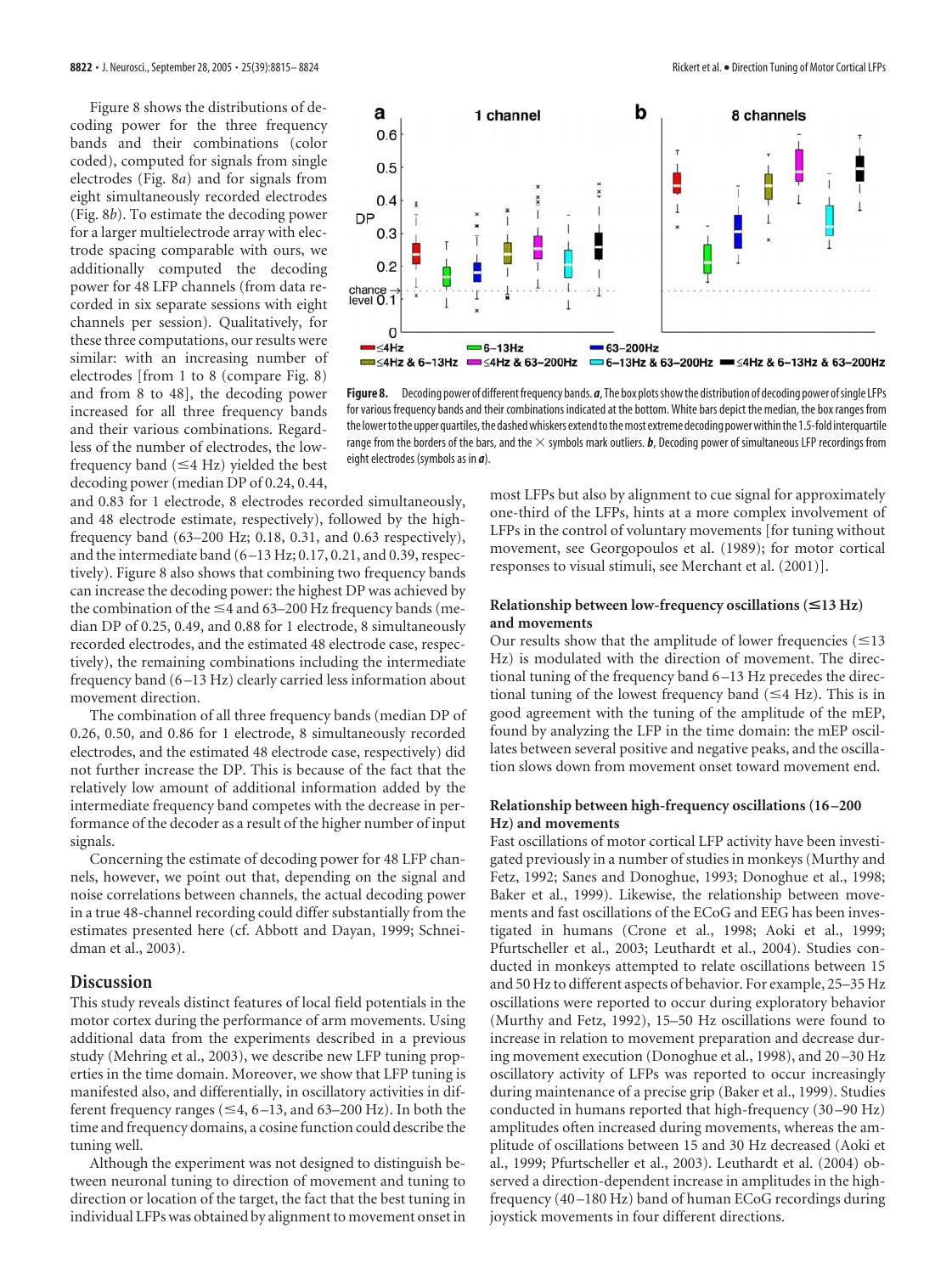Figure 8 shows the distributions of decoding power for the three frequency bands and their combinations (color coded), computed for signals from single electrodes (Fig. 8*a*) and for signals from eight simultaneously recorded electrodes (Fig. 8*b*). To estimate the decoding power for a larger multielectrode array with electrode spacing comparable with ours, we additionally computed the decoding power for 48 LFP channels (from data recorded in six separate sessions with eight channels per session). Qualitatively, for these three computations, our results were similar: with an increasing number of electrodes [from 1 to 8 (compare Fig. 8) and from 8 to 48], the decoding power increased for all three frequency bands and their various combinations. Regardless of the number of electrodes, the low-frequency band (≤4 Hz) yielded the best decoding power (median DP of 0.24, 0.44, and 0.83 for 1 electrode, 8 electrodes recorded simultaneously, and 48 electrode estimate, respectively), followed by the high-frequency band (63–200 Hz; 0.18, 0.31, and 0.63 respectively), and the intermediate band (6–13 Hz; 0.17, 0.21, and 0.39, respectively). Figure 8 also shows that combining two frequency bands can increase the decoding power: the highest DP was achieved by the combination of the ≤4 and 63–200 Hz frequency bands (median DP of 0.25, 0.49, and 0.88 for 1 electrode, 8 simultaneously recorded electrodes, and the estimated 48 electrode case, respectively), the remaining combinations including the intermediate frequency band (6–13 Hz) clearly carried less information about movement direction.

The combination of all three frequency bands (median DP of 0.26, 0.50, and 0.86 for 1 electrode, 8 simultaneously recorded electrodes, and the estimated 48 electrode case, respectively) did not further increase the DP. This is because of the fact that the relatively low amount of additional information added by the intermediate frequency band competes with the decrease in performance of the decoder as a result of the higher number of input signals.

Concerning the estimate of decoding power for 48 LFP channels, however, we point out that, depending on the signal and noise correlations between channels, the actual decoding power in a true 48-channel recording could differ substantially from the estimates presented here (cf. Abbott and Dayan, 1999; Schneidman et al., 2003).

**Figure 8.** Decoding power of different frequency bands. ***a***, The box plots show the distribution of decoding power of single LFPs for various frequency bands and their combinations indicated at the bottom. White bars depict the median, the box ranges from the lower to the upper quartiles, the dashed whiskers extend to the most extreme decoding power within the 1.5-fold interquartile range from the borders of the bars, and the × symbols mark outliers. ***b***, Decoding power of simultaneous LFP recordings from eight electrodes (symbols as in ***a***).

## Discussion

This study reveals distinct features of local field potentials in the motor cortex during the performance of arm movements. Using additional data from the experiments described in a previous study (Mehring et al., 2003), we describe new LFP tuning properties in the time domain. Moreover, we show that LFP tuning is manifested also, and differentially, in oscillatory activities in different frequency ranges (≤4, 6–13, and 63–200 Hz). In both the time and frequency domains, a cosine function could describe the tuning well.

Although the experiment was not designed to distinguish between neuronal tuning to direction of movement and tuning to direction or location of the target, the fact that the best tuning in individual LFPs was obtained by alignment to movement onset in most LFPs but also by alignment to cue signal for approximately one-third of the LFPs, hints at a more complex involvement of LFPs in the control of voluntary movements [for tuning without movement, see Georgopoulos et al. (1989); for motor cortical responses to visual stimuli, see Merchant et al. (2001)].

### Relationship between low-frequency oscillations (≤13 Hz) and movements

Our results show that the amplitude of lower frequencies (≤13 Hz) is modulated with the direction of movement. The directional tuning of the frequency band 6–13 Hz precedes the directional tuning of the lowest frequency band (≤4 Hz). This is in good agreement with the tuning of the amplitude of the mEP, found by analyzing the LFP in the time domain: the mEP oscillates between several positive and negative peaks, and the oscillation slows down from movement onset toward movement end.

### Relationship between high-frequency oscillations (16–200 Hz) and movements

Fast oscillations of motor cortical LFP activity have been investigated previously in a number of studies in monkeys (Murthy and Fetz, 1992; Sanes and Donoghue, 1993; Donoghue et al., 1998; Baker et al., 1999). Likewise, the relationship between movements and fast oscillations of the ECoG and EEG has been investigated in humans (Crone et al., 1998; Aoki et al., 1999; Pfurtscheller et al., 2003; Leuthardt et al., 2004). Studies conducted in monkeys attempted to relate oscillations between 15 and 50 Hz to different aspects of behavior. For example, 25–35 Hz oscillations were reported to occur during exploratory behavior (Murthy and Fetz, 1992), 15–50 Hz oscillations were found to increase in relation to movement preparation and decrease during movement execution (Donoghue et al., 1998), and 20–30 Hz oscillatory activity of LFPs was reported to occur increasingly during maintenance of a precise grip (Baker et al., 1999). Studies conducted in humans reported that high-frequency (30–90 Hz) amplitudes often increased during movements, whereas the amplitude of oscillations between 15 and 30 Hz decreased (Aoki et al., 1999; Pfurtscheller et al., 2003). Leuthardt et al. (2004) observed a direction-dependent increase in amplitudes in the high-frequency (40–180 Hz) band of human ECoG recordings during joystick movements in four different directions.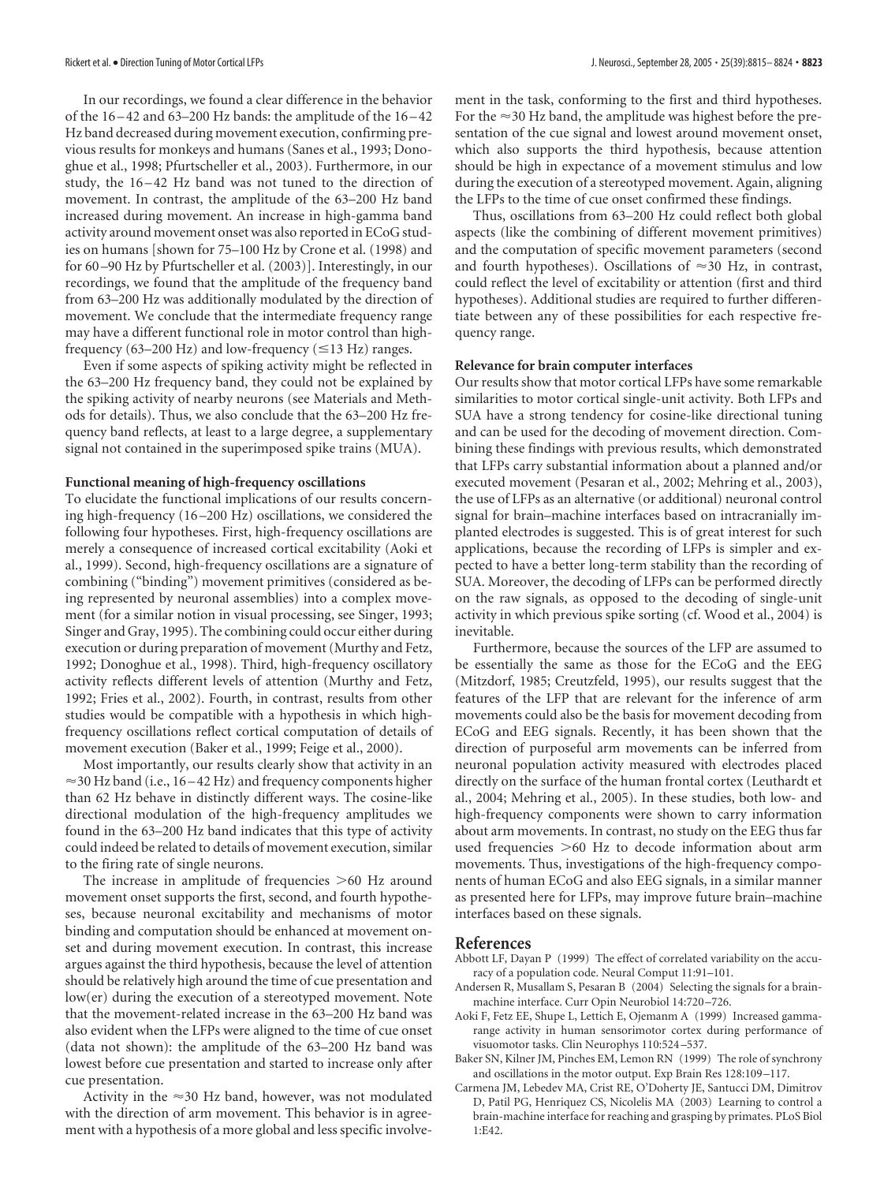In our recordings, we found a clear difference in the behavior of the 16–42 and 63–200 Hz bands: the amplitude of the 16–42 Hz band decreased during movement execution, confirming previous results for monkeys and humans (Sanes et al., 1993; Donoghue et al., 1998; Pfurtscheller et al., 2003). Furthermore, in our study, the 16–42 Hz band was not tuned to the direction of movement. In contrast, the amplitude of the 63–200 Hz band increased during movement. An increase in high-gamma band activity around movement onset was also reported in ECoG studies on humans [shown for 75–100 Hz by Crone et al. (1998) and for 60–90 Hz by Pfurtscheller et al. (2003)]. Interestingly, in our recordings, we found that the amplitude of the frequency band from 63–200 Hz was additionally modulated by the direction of movement. We conclude that the intermediate frequency range may have a different functional role in motor control than high-frequency (63–200 Hz) and low-frequency ($\leq$13 Hz) ranges.

Even if some aspects of spiking activity might be reflected in the 63–200 Hz frequency band, they could not be explained by the spiking activity of nearby neurons (see Materials and Methods for details). Thus, we also conclude that the 63–200 Hz frequency band reflects, at least to a large degree, a supplementary signal not contained in the superimposed spike trains (MUA).

### Functional meaning of high-frequency oscillations

To elucidate the functional implications of our results concerning high-frequency (16–200 Hz) oscillations, we considered the following four hypotheses. First, high-frequency oscillations are merely a consequence of increased cortical excitability (Aoki et al., 1999). Second, high-frequency oscillations are a signature of combining ("binding") movement primitives (considered as being represented by neuronal assemblies) into a complex movement (for a similar notion in visual processing, see Singer, 1993; Singer and Gray, 1995). The combining could occur either during execution or during preparation of movement (Murthy and Fetz, 1992; Donoghue et al., 1998). Third, high-frequency oscillatory activity reflects different levels of attention (Murthy and Fetz, 1992; Fries et al., 2002). Fourth, in contrast, results from other studies would be compatible with a hypothesis in which high-frequency oscillations reflect cortical computation of details of movement execution (Baker et al., 1999; Feige et al., 2000).

Most importantly, our results clearly show that activity in an $\approx$30 Hz band (i.e., 16–42 Hz) and frequency components higher than 62 Hz behave in distinctly different ways. The cosine-like directional modulation of the high-frequency amplitudes we found in the 63–200 Hz band indicates that this type of activity could indeed be related to details of movement execution, similar to the firing rate of single neurons.

The increase in amplitude of frequencies >60 Hz around movement onset supports the first, second, and fourth hypotheses, because neuronal excitability and mechanisms of motor binding and computation should be enhanced at movement onset and during movement execution. In contrast, this increase argues against the third hypothesis, because the level of attention should be relatively high around the time of cue presentation and low(er) during the execution of a stereotyped movement. Note that the movement-related increase in the 63–200 Hz band was also evident when the LFPs were aligned to the time of cue onset (data not shown): the amplitude of the 63–200 Hz band was lowest before cue presentation and started to increase only after cue presentation.

Activity in the $\approx$30 Hz band, however, was not modulated with the direction of arm movement. This behavior is in agreement with a hypothesis of a more global and less specific involvement in the task, conforming to the first and third hypotheses. For the $\approx$30 Hz band, the amplitude was highest before the presentation of the cue signal and lowest around movement onset, which also supports the third hypothesis, because attention should be high in expectance of a movement stimulus and low during the execution of a stereotyped movement. Again, aligning the LFPs to the time of cue onset confirmed these findings.

Thus, oscillations from 63–200 Hz could reflect both global aspects (like the combining of different movement primitives) and the computation of specific movement parameters (second and fourth hypotheses). Oscillations of $\approx$30 Hz, in contrast, could reflect the level of excitability or attention (first and third hypotheses). Additional studies are required to further differentiate between any of these possibilities for each respective frequency range.

### Relevance for brain computer interfaces

Our results show that motor cortical LFPs have some remarkable similarities to motor cortical single-unit activity. Both LFPs and SUA have a strong tendency for cosine-like directional tuning and can be used for the decoding of movement direction. Combining these findings with previous results, which demonstrated that LFPs carry substantial information about a planned and/or executed movement (Pesaran et al., 2002; Mehring et al., 2003), the use of LFPs as an alternative (or additional) neuronal control signal for brain–machine interfaces based on intracranially implanted electrodes is suggested. This is of great interest for such applications, because the recording of LFPs is simpler and expected to have a better long-term stability than the recording of SUA. Moreover, the decoding of LFPs can be performed directly on the raw signals, as opposed to the decoding of single-unit activity in which previous spike sorting (cf. Wood et al., 2004) is inevitable.

Furthermore, because the sources of the LFP are assumed to be essentially the same as those for the ECoG and the EEG (Mitzdorf, 1985; Creutzfeld, 1995), our results suggest that the features of the LFP that are relevant for the inference of arm movements could also be the basis for movement decoding from ECoG and EEG signals. Recently, it has been shown that the direction of purposeful arm movements can be inferred from neuronal population activity measured with electrodes placed directly on the surface of the human frontal cortex (Leuthardt et al., 2004; Mehring et al., 2005). In these studies, both low- and high-frequency components were shown to carry information about arm movements. In contrast, no study on the EEG thus far used frequencies >60 Hz to decode information about arm movements. Thus, investigations of the high-frequency components of human ECoG and also EEG signals, in a similar manner as presented here for LFPs, may improve future brain–machine interfaces based on these signals.

## References

Abbott LF, Dayan P (1999) The effect of correlated variability on the accuracy of a population code. Neural Comput 11:91–101.

Andersen R, Musallam S, Pesaran B (2004) Selecting the signals for a brain-machine interface. Curr Opin Neurobiol 14:720–726.

Aoki F, Fetz EE, Shupe L, Lettich E, Ojemanm A (1999) Increased gamma-range activity in human sensorimotor cortex during performance of visuomotor tasks. Clin Neurophys 110:524–537.

Baker SN, Kilner JM, Pinches EM, Lemon RN (1999) The role of synchrony and oscillations in the motor output. Exp Brain Res 128:109–117.

Carmena JM, Lebedev MA, Crist RE, O'Doherty JE, Santucci DM, Dimitrov D, Patil PG, Henriquez CS, Nicolelis MA (2003) Learning to control a brain-machine interface for reaching and grasping by primates. PLoS Biol 1:E42.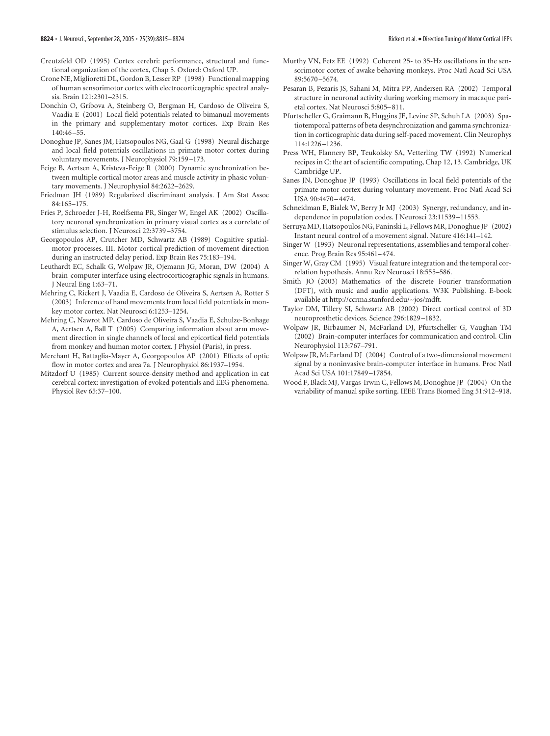Creutzfeld OD (1995) Cortex cerebri: performance, structural and functional organization of the cortex, Chap 5. Oxford: Oxford UP.

Crone NE, Miglioretti DL, Gordon B, Lesser RP (1998) Functional mapping of human sensorimotor cortex with electrocorticographic spectral analysis. Brain 121:2301–2315.

Donchin O, Gribova A, Steinberg O, Bergman H, Cardoso de Oliveira S, Vaadia E (2001) Local field potentials related to bimanual movements in the primary and supplementary motor cortices. Exp Brain Res 140:46–55.

Donoghue JP, Sanes JM, Hatsopoulos NG, Gaal G (1998) Neural discharge and local field potentials oscillations in primate motor cortex during voluntary movements. J Neurophysiol 79:159–173.

Feige B, Aertsen A, Kristeva-Feige R (2000) Dynamic synchronization between multiple cortical motor areas and muscle activity in phasic voluntary movements. J Neurophysiol 84:2622–2629.

Friedman JH (1989) Regularized discriminant analysis. J Am Stat Assoc 84:165–175.

Fries P, Schroeder J-H, Roelfsema PR, Singer W, Engel AK (2002) Oscillatory neuronal synchronization in primary visual cortex as a correlate of stimulus selection. J Neurosci 22:3739–3754.

Georgopoulos AP, Crutcher MD, Schwartz AB (1989) Cognitive spatial-motor processes. III. Motor cortical prediction of movement direction during an instructed delay period. Exp Brain Res 75:183–194.

Leuthardt EC, Schalk G, Wolpaw JR, Ojemann JG, Moran, DW (2004) A brain-computer interface using electrocorticographic signals in humans. J Neural Eng 1:63–71.

Mehring C, Rickert J, Vaadia E, Cardoso de Oliveira S, Aertsen A, Rotter S (2003) Inference of hand movements from local field potentials in monkey motor cortex. Nat Neurosci 6:1253–1254.

Mehring C, Nawrot MP, Cardoso de Oliveira S, Vaadia E, Schulze-Bonhage A, Aertsen A, Ball T (2005) Comparing information about arm movement direction in single channels of local and epicortical field potentials from monkey and human motor cortex. J Physiol (Paris), in press.

Merchant H, Battaglia-Mayer A, Georgopoulos AP (2001) Effects of optic flow in motor cortex and area 7a. J Neurophysiol 86:1937–1954.

Mitzdorf U (1985) Current source-density method and application in cat cerebral cortex: investigation of evoked potentials and EEG phenomena. Physiol Rev 65:37–100.

Murthy VN, Fetz EE (1992) Coherent 25- to 35-Hz oscillations in the sensorimotor cortex of awake behaving monkeys. Proc Natl Acad Sci USA 89:5670–5674.

Pesaran B, Pezaris JS, Sahani M, Mitra PP, Andersen RA (2002) Temporal structure in neuronal activity during working memory in macaque parietal cortex. Nat Neurosci 5:805–811.

Pfurtscheller G, Graimann B, Huggins JE, Levine SP, Schuh LA (2003) Spatiotemporal patterns of beta desynchronization and gamma synchronization in corticographic data during self-paced movement. Clin Neurophys 114:1226–1236.

Press WH, Flannery BP, Teukolsky SA, Vetterling TW (1992) Numerical recipes in C: the art of scientific computing, Chap 12, 13. Cambridge, UK Cambridge UP.

Sanes JN, Donoghue JP (1993) Oscillations in local field potentials of the primate motor cortex during voluntary movement. Proc Natl Acad Sci USA 90:4470–4474.

Schneidman E, Bialek W, Berry Jr MJ (2003) Synergy, redundancy, and independence in population codes. J Neurosci 23:11539–11553.

Serruya MD, Hatsopoulos NG, Paninski L, Fellows MR, Donoghue JP (2002) Instant neural control of a movement signal. Nature 416:141–142.

Singer W (1993) Neuronal representations, assemblies and temporal coherence. Prog Brain Res 95:461–474.

Singer W, Gray CM (1995) Visual feature integration and the temporal correlation hypothesis. Annu Rev Neurosci 18:555–586.

Smith JO (2003) Mathematics of the discrete Fourier transformation (DFT), with music and audio applications. W3K Publishing. E-book available at http://ccrma.stanford.edu/~jos/mdft.

Taylor DM, Tillery SI, Schwartz AB (2002) Direct cortical control of 3D neuroprosthetic devices. Science 296:1829–1832.

Wolpaw JR, Birbaumer N, McFarland DJ, Pfurtscheller G, Vaughan TM (2002) Brain-computer interfaces for communication and control. Clin Neurophysiol 113:767–791.

Wolpaw JR, McFarland DJ (2004) Control of a two-dimensional movement signal by a noninvasive brain-computer interface in humans. Proc Natl Acad Sci USA 101:17849–17854.

Wood F, Black MJ, Vargas-Irwin C, Fellows M, Donoghue JP (2004) On the variability of manual spike sorting. IEEE Trans Biomed Eng 51:912–918.